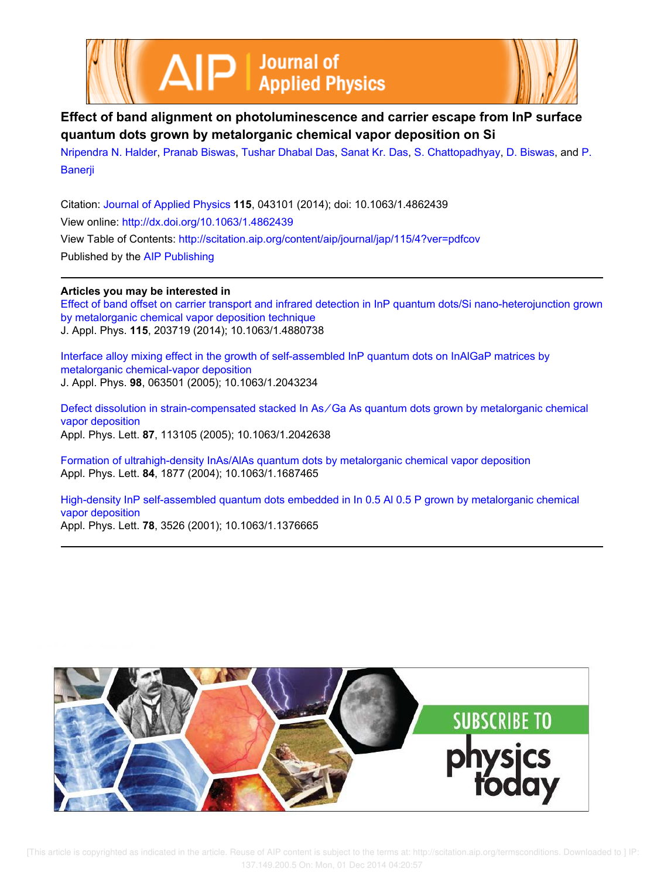# Effect of band alignment on photoluminescence and carrier escape from InP surface quantum dots grown by metalorganic chemical vapor deposition on Si

Nripendra N. Halder, Pranab Biswas, Tushar Dhabal Das, Sanat Kr. Das, S. Chattopadhyay, D. Biswas, and P. Banerji

Citation: Journal of Applied Physics **115**, 043101 (2014); doi: 10.1063/1.4862439

View online: http://dx.doi.org/10.1063/1.4862439

View Table of Contents: http://scitation.aip.org/content/aip/journal/jap/115/4?ver=pdfcov

Published by the AIP Publishing

## Articles you may be interested in

Effect of band offset on carrier transport and infrared detection in InP quantum dots/Si nano-heterojunction grown by metalorganic chemical vapor deposition technique
J. Appl. Phys. **115**, 203719 (2014); 10.1063/1.4880738

Interface alloy mixing effect in the growth of self-assembled InP quantum dots on InAlGaP matrices by metalorganic chemical-vapor deposition
J. Appl. Phys. **98**, 063501 (2005); 10.1063/1.2043234

Defect dissolution in strain-compensated stacked In As/Ga As quantum dots grown by metalorganic chemical vapor deposition
Appl. Phys. Lett. **87**, 113105 (2005); 10.1063/1.2042638

Formation of ultrahigh-density InAs/AlAs quantum dots by metalorganic chemical vapor deposition
Appl. Phys. Lett. **84**, 1877 (2004); 10.1063/1.1687465

High-density InP self-assembled quantum dots embedded in In 0.5 Al 0.5 P grown by metalorganic chemical vapor deposition
Appl. Phys. Lett. **78**, 3526 (2001); 10.1063/1.1376665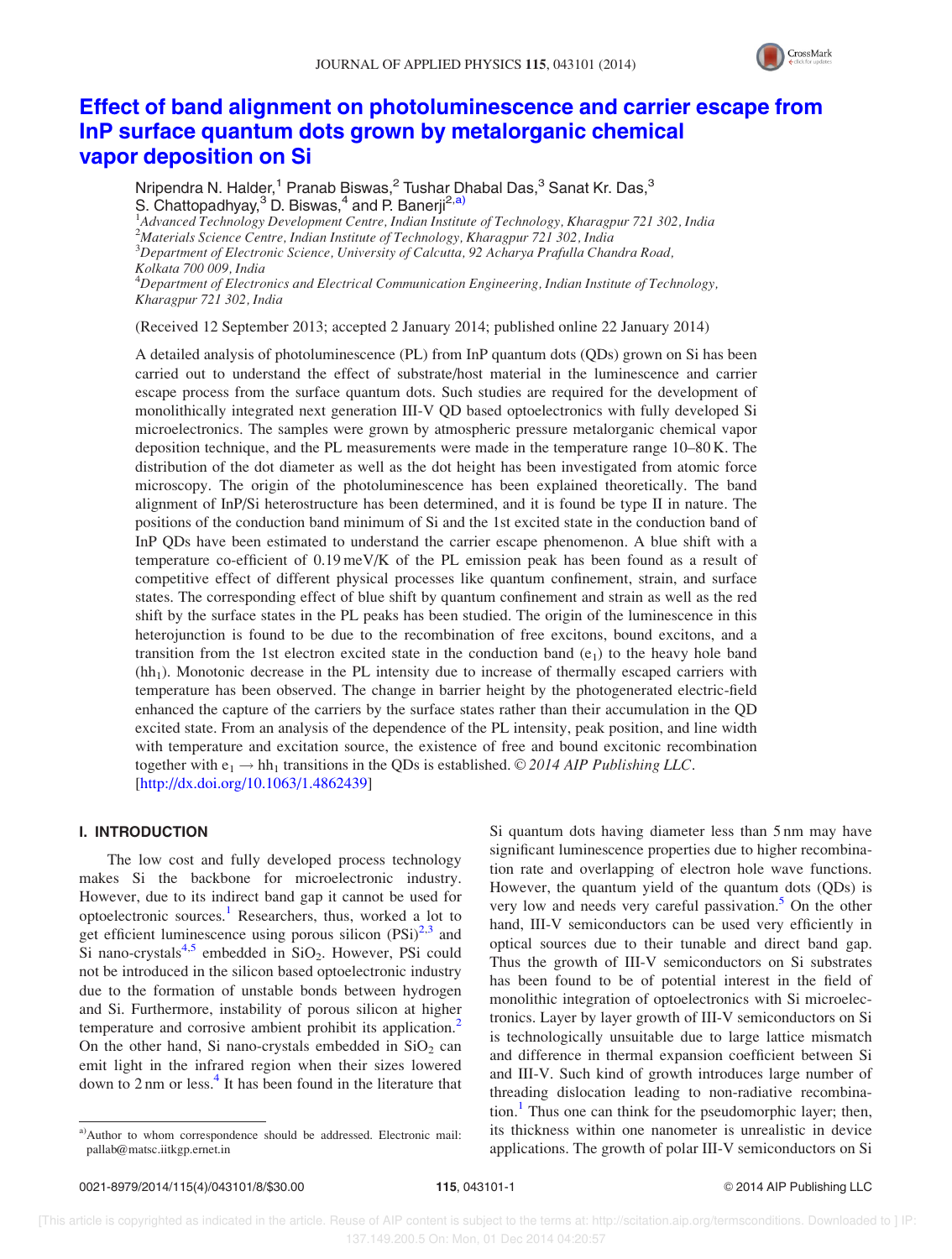# Effect of band alignment on photoluminescence and carrier escape from InP surface quantum dots grown by metalorganic chemical vapor deposition on Si

Nripendra N. Halder,[1] Pranab Biswas,[2] Tushar Dhabal Das,[3] Sanat Kr. Das,[3] S. Chattopadhyay,[3] D. Biswas,[4] and P. Banerji[2,a)]

[1]*Advanced Technology Development Centre, Indian Institute of Technology, Kharagpur 721 302, India*
[2]*Materials Science Centre, Indian Institute of Technology, Kharagpur 721 302, India*
[3]*Department of Electronic Science, University of Calcutta, 92 Acharya Prafulla Chandra Road, Kolkata 700 009, India*
[4]*Department of Electronics and Electrical Communication Engineering, Indian Institute of Technology, Kharagpur 721 302, India*

(Received 12 September 2013; accepted 2 January 2014; published online 22 January 2014)

A detailed analysis of photoluminescence (PL) from InP quantum dots (QDs) grown on Si has been carried out to understand the effect of substrate/host material in the luminescence and carrier escape process from the surface quantum dots. Such studies are required for the development of monolithically integrated next generation III-V QD based optoelectronics with fully developed Si microelectronics. The samples were grown by atmospheric pressure metalorganic chemical vapor deposition technique, and the PL measurements were made in the temperature range 10–80 K. The distribution of the dot diameter as well as the dot height has been investigated from atomic force microscopy. The origin of the photoluminescence has been explained theoretically. The band alignment of InP/Si heterostructure has been determined, and it is found be type II in nature. The positions of the conduction band minimum of Si and the 1st excited state in the conduction band of InP QDs have been estimated to understand the carrier escape phenomenon. A blue shift with a temperature co-efficient of 0.19 meV/K of the PL emission peak has been found as a result of competitive effect of different physical processes like quantum confinement, strain, and surface states. The corresponding effect of blue shift by quantum confinement and strain as well as the red shift by the surface states in the PL peaks has been studied. The origin of the luminescence in this heterojunction is found to be due to the recombination of free excitons, bound excitons, and a transition from the 1st electron excited state in the conduction band ($e_1$) to the heavy hole band ($hh_1$). Monotonic decrease in the PL intensity due to increase of thermally escaped carriers with temperature has been observed. The change in barrier height by the photogenerated electric-field enhanced the capture of the carriers by the surface states rather than their accumulation in the QD excited state. From an analysis of the dependence of the PL intensity, peak position, and line width with temperature and excitation source, the existence of free and bound excitonic recombination together with $e_1 \rightarrow hh_1$ transitions in the QDs is established. © *2014 AIP Publishing LLC*. [http://dx.doi.org/10.1063/1.4862439]

## I. INTRODUCTION

The low cost and fully developed process technology makes Si the backbone for microelectronic industry. However, due to its indirect band gap it cannot be used for optoelectronic sources.[1] Researchers, thus, worked a lot to get efficient luminescence using porous silicon (PSi)[2,3] and Si nano-crystals[4,5] embedded in $SiO_2$. However, PSi could not be introduced in the silicon based optoelectronic industry due to the formation of unstable bonds between hydrogen and Si. Furthermore, instability of porous silicon at higher temperature and corrosive ambient prohibit its application.[2] On the other hand, Si nano-crystals embedded in $SiO_2$ can emit light in the infrared region when their sizes lowered down to 2 nm or less.[4] It has been found in the literature that Si quantum dots having diameter less than 5 nm may have significant luminescence properties due to higher recombination rate and overlapping of electron hole wave functions. However, the quantum yield of the quantum dots (QDs) is very low and needs very careful passivation.[5] On the other hand, III-V semiconductors can be used very efficiently in optical sources due to their tunable and direct band gap. Thus the growth of III-V semiconductors on Si substrates has been found to be of potential interest in the field of monolithic integration of optoelectronics with Si microelectronics. Layer by layer growth of III-V semiconductors on Si is technologically unsuitable due to large lattice mismatch and difference in thermal expansion coefficient between Si and III-V. Such kind of growth introduces large number of threading dislocation leading to non-radiative recombination.[1] Thus one can think for the pseudomorphic layer; then, its thickness within one nanometer is unrealistic in device applications. The growth of polar III-V semiconductors on Si

[a)] Author to whom correspondence should be addressed. Electronic mail: pallab@matsc.iitkgp.ernet.in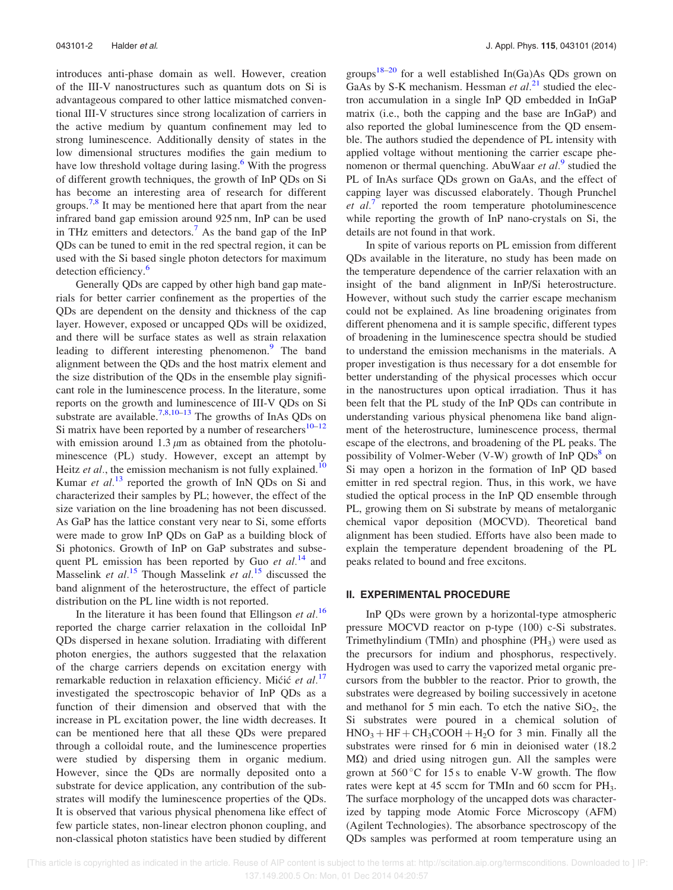introduces anti-phase domain as well. However, creation of the III-V nanostructures such as quantum dots on Si is advantageous compared to other lattice mismatched conventional III-V structures since strong localization of carriers in the active medium by quantum confinement may led to strong luminescence. Additionally density of states in the low dimensional structures modifies the gain medium to have low threshold voltage during lasing.[6] With the progress of different growth techniques, the growth of InP QDs on Si has become an interesting area of research for different groups.[7,8] It may be mentioned here that apart from the near infrared band gap emission around 925 nm, InP can be used in THz emitters and detectors.[7] As the band gap of the InP QDs can be tuned to emit in the red spectral region, it can be used with the Si based single photon detectors for maximum detection efficiency.[6]

Generally QDs are capped by other high band gap materials for better carrier confinement as the properties of the QDs are dependent on the density and thickness of the cap layer. However, exposed or uncapped QDs will be oxidized, and there will be surface states as well as strain relaxation leading to different interesting phenomenon.[9] The band alignment between the QDs and the host matrix element and the size distribution of the QDs in the ensemble play significant role in the luminescence process. In the literature, some reports on the growth and luminescence of III-V QDs on Si substrate are available.[7,8,10–13] The growths of InAs QDs on Si matrix have been reported by a number of researchers[10–12] with emission around 1.3 $\mu$m as obtained from the photoluminescence (PL) study. However, except an attempt by Heitz *et al.*, the emission mechanism is not fully explained.[10] Kumar *et al.*[13] reported the growth of InN QDs on Si and characterized their samples by PL; however, the effect of the size variation on the line broadening has not been discussed. As GaP has the lattice constant very near to Si, some efforts were made to grow InP QDs on GaP as a building block of Si photonics. Growth of InP on GaP substrates and subsequent PL emission has been reported by Guo *et al.*[14] and Masselink *et al.*[15] Though Masselink *et al.*[15] discussed the band alignment of the heterostructure, the effect of particle distribution on the PL line width is not reported.

In the literature it has been found that Ellingson *et al.*[16] reported the charge carrier relaxation in the colloidal InP QDs dispersed in hexane solution. Irradiating with different photon energies, the authors suggested that the relaxation of the charge carriers depends on excitation energy with remarkable reduction in relaxation efficiency. Mićić *et al.*[17] investigated the spectroscopic behavior of InP QDs as a function of their dimension and observed that with the increase in PL excitation power, the line width decreases. It can be mentioned here that all these QDs were prepared through a colloidal route, and the luminescence properties were studied by dispersing them in organic medium. However, since the QDs are normally deposited onto a substrate for device application, any contribution of the substrates will modify the luminescence properties of the QDs. It is observed that various physical phenomena like effect of few particle states, non-linear electron phonon coupling, and non-classical photon statistics have been studied by different groups[18–20] for a well established In(Ga)As QDs grown on GaAs by S-K mechanism. Hessman *et al.*[21] studied the electron accumulation in a single InP QD embedded in InGaP matrix (i.e., both the capping and the base are InGaP) and also reported the global luminescence from the QD ensemble. The authors studied the dependence of PL intensity with applied voltage without mentioning the carrier escape phenomenon or thermal quenching. AbuWaar *et al.*[9] studied the PL of InAs surface QDs grown on GaAs, and the effect of capping layer was discussed elaborately. Though Prunchel *et al.*[7] reported the room temperature photoluminescence while reporting the growth of InP nano-crystals on Si, the details are not found in that work.

In spite of various reports on PL emission from different QDs available in the literature, no study has been made on the temperature dependence of the carrier relaxation with an insight of the band alignment in InP/Si heterostructure. However, without such study the carrier escape mechanism could not be explained. As line broadening originates from different phenomena and it is sample specific, different types of broadening in the luminescence spectra should be studied to understand the emission mechanisms in the materials. A proper investigation is thus necessary for a dot ensemble for better understanding of the physical processes which occur in the nanostructures upon optical irradiation. Thus it has been felt that the PL study of the InP QDs can contribute in understanding various physical phenomena like band alignment of the heterostructure, luminescence process, thermal escape of the electrons, and broadening of the PL peaks. The possibility of Volmer-Weber (V-W) growth of InP QDs[8] on Si may open a horizon in the formation of InP QD based emitter in red spectral region. Thus, in this work, we have studied the optical process in the InP QD ensemble through PL, growing them on Si substrate by means of metalorganic chemical vapor deposition (MOCVD). Theoretical band alignment has been studied. Efforts have also been made to explain the temperature dependent broadening of the PL peaks related to bound and free excitons.

## II. EXPERIMENTAL PROCEDURE

InP QDs were grown by a horizontal-type atmospheric pressure MOCVD reactor on p-type (100) c-Si substrates. Trimethylindium (TMIn) and phosphine ($PH_3$) were used as the precursors for indium and phosphorus, respectively. Hydrogen was used to carry the vaporized metal organic precursors from the bubbler to the reactor. Prior to growth, the substrates were degreased by boiling successively in acetone and methanol for 5 min each. To etch the native $SiO_2$, the Si substrates were poured in a chemical solution of $HNO_3 + HF + CH_3COOH + H_2O$ for 3 min. Finally all the substrates were rinsed for 6 min in deionised water (18.2 M$\Omega$) and dried using nitrogen gun. All the samples were grown at 560 °C for 15 s to enable V-W growth. The flow rates were kept at 45 sccm for TMIn and 60 sccm for $PH_3$. The surface morphology of the uncapped dots was characterized by tapping mode Atomic Force Microscopy (AFM) (Agilent Technologies). The absorbance spectroscopy of the QDs samples was performed at room temperature using an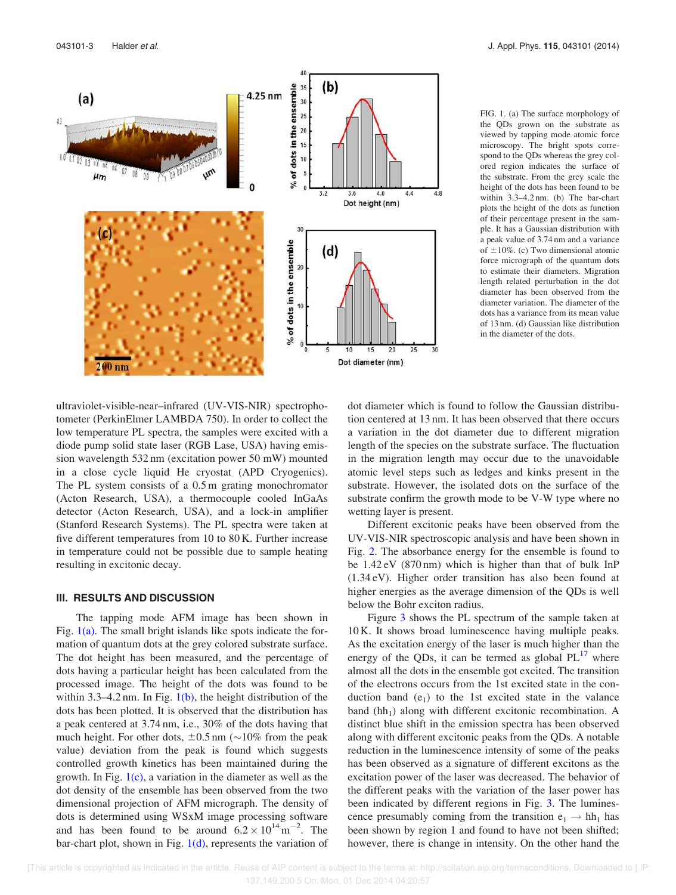FIG. 1. (a) The surface morphology of the QDs grown on the substrate as viewed by tapping mode atomic force microscopy. The bright spots correspond to the QDs whereas the grey colored region indicates the surface of the substrate. From the grey scale the height of the dots has been found to be within 3.3–4.2 nm. (b) The bar-chart plots the height of the dots as function of their percentage present in the sample. It has a Gaussian distribution with a peak value of 3.74 nm and a variance of ±10%. (c) Two dimensional atomic force micrograph of the quantum dots to estimate their diameters. Migration length related perturbation in the dot diameter has been observed from the diameter variation. The diameter of the dots has a variance from its mean value of 13 nm. (d) Gaussian like distribution in the diameter of the dots.

ultraviolet-visible-near–infrared (UV-VIS-NIR) spectrophotometer (PerkinElmer LAMBDA 750). In order to collect the low temperature PL spectra, the samples were excited with a diode pump solid state laser (RGB Lase, USA) having emission wavelength 532 nm (excitation power 50 mW) mounted in a close cycle liquid He cryostat (APD Cryogenics). The PL system consists of a 0.5 m grating monochromator (Acton Research, USA), a thermocouple cooled InGaAs detector (Acton Research, USA), and a lock-in amplifier (Stanford Research Systems). The PL spectra were taken at five different temperatures from 10 to 80 K. Further increase in temperature could not be possible due to sample heating resulting in excitonic decay.

## III. RESULTS AND DISCUSSION

The tapping mode AFM image has been shown in Fig. 1(a). The small bright islands like spots indicate the formation of quantum dots at the grey colored substrate surface. The dot height has been measured, and the percentage of dots having a particular height has been calculated from the processed image. The height of the dots was found to be within 3.3–4.2 nm. In Fig. 1(b), the height distribution of the dots has been plotted. It is observed that the distribution has a peak centered at 3.74 nm, i.e., 30% of the dots having that much height. For other dots, ±0.5 nm (~10% from the peak value) deviation from the peak is found which suggests controlled growth kinetics has been maintained during the growth. In Fig. 1(c), a variation in the diameter as well as the dot density of the ensemble has been observed from the two dimensional projection of AFM micrograph. The density of dots is determined using WSxM image processing software and has been found to be around $6.2 \times 10^{14}\,\text{m}^{-2}$. The bar-chart plot, shown in Fig. 1(d), represents the variation of dot diameter which is found to follow the Gaussian distribution centered at 13 nm. It has been observed that there occurs a variation in the dot diameter due to different migration length of the species on the substrate surface. The fluctuation in the migration length may occur due to the unavoidable atomic level steps such as ledges and kinks present in the substrate. However, the isolated dots on the surface of the substrate confirm the growth mode to be V-W type where no wetting layer is present.

Different excitonic peaks have been observed from the UV-VIS-NIR spectroscopic analysis and have been shown in Fig. 2. The absorbance energy for the ensemble is found to be 1.42 eV (870 nm) which is higher than that of bulk InP (1.34 eV). Higher order transition has also been found at higher energies as the average dimension of the QDs is well below the Bohr exciton radius.

Figure 3 shows the PL spectrum of the sample taken at 10 K. It shows broad luminescence having multiple peaks. As the excitation energy of the laser is much higher than the energy of the QDs, it can be termed as global PL[17] where almost all the dots in the ensemble got excited. The transition of the electrons occurs from the 1st excited state in the conduction band ($e_1$) to the 1st excited state in the valance band ($hh_1$) along with different excitonic recombination. A distinct blue shift in the emission spectra has been observed along with different excitonic peaks from the QDs. A notable reduction in the luminescence intensity of some of the peaks has been observed as a signature of different excitons as the excitation power of the laser was decreased. The behavior of the different peaks with the variation of the laser power has been indicated by different regions in Fig. 3. The luminescence presumably coming from the transition $e_1 \rightarrow hh_1$ has been shown by region 1 and found to have not been shifted; however, there is change in intensity. On the other hand the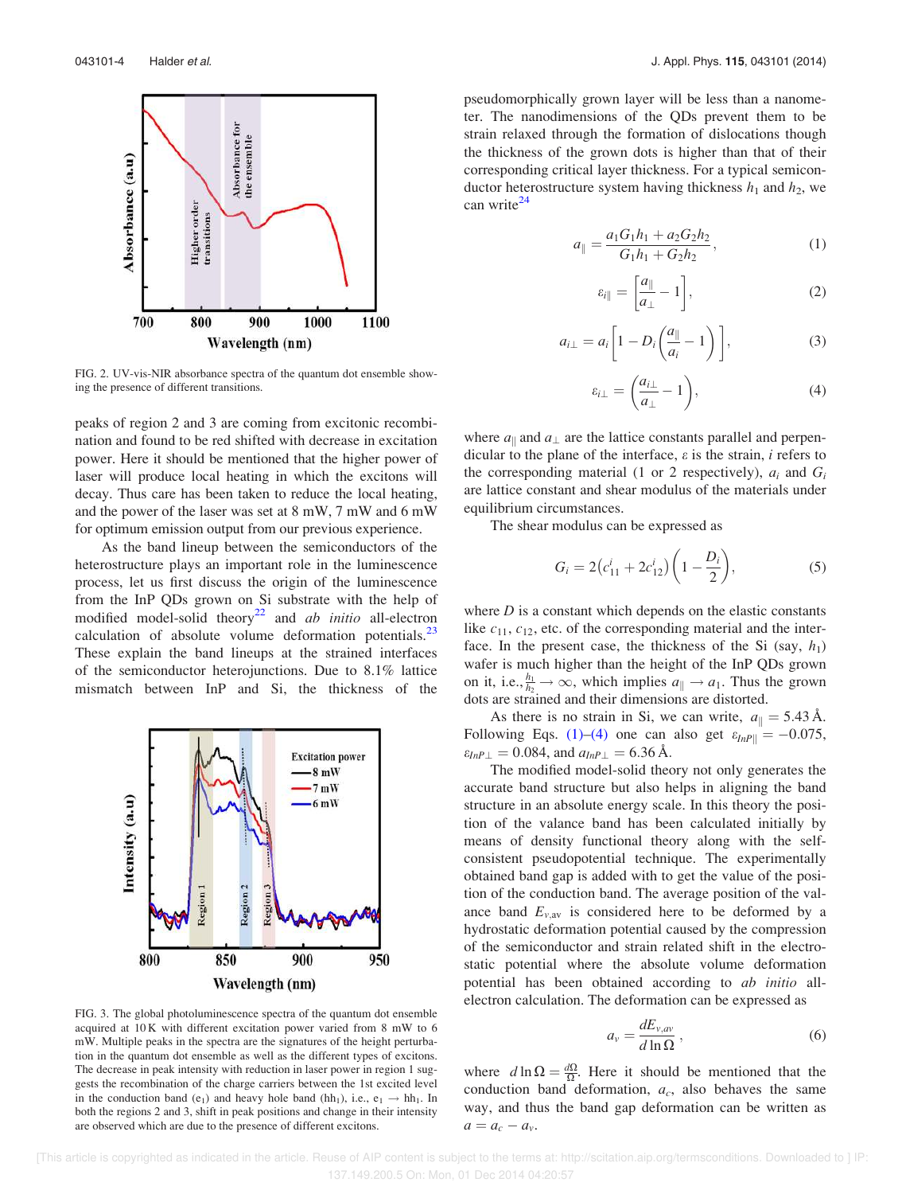FIG. 2. UV-vis-NIR absorbance spectra of the quantum dot ensemble showing the presence of different transitions.

peaks of region 2 and 3 are coming from excitonic recombination and found to be red shifted with decrease in excitation power. Here it should be mentioned that the higher power of laser will produce local heating in which the excitons will decay. Thus care has been taken to reduce the local heating, and the power of the laser was set at 8 mW, 7 mW and 6 mW for optimum emission output from our previous experience.

As the band lineup between the semiconductors of the heterostructure plays an important role in the luminescence process, let us first discuss the origin of the luminescence from the InP QDs grown on Si substrate with the help of modified model-solid theory[22] and *ab initio* all-electron calculation of absolute volume deformation potentials.[23] These explain the band lineups at the strained interfaces of the semiconductor heterojunctions. Due to 8.1% lattice mismatch between InP and Si, the thickness of the pseudomorphically grown layer will be less than a nanometer. The nanodimensions of the QDs prevent them to be strain relaxed through the formation of dislocations though the thickness of the grown dots is higher than that of their corresponding critical layer thickness. For a typical semiconductor heterostructure system having thickness $h_1$ and $h_2$, we can write[24]

$$a_\parallel = \frac{a_1 G_1 h_1 + a_2 G_2 h_2}{G_1 h_1 + G_2 h_2}, \tag{1}$$

$$\varepsilon_{i\parallel} = \left[\frac{a_\parallel}{a_\perp} - 1\right], \tag{2}$$

$$a_{i\perp} = a_i\left[1 - D_i\left(\frac{a_\parallel}{a_i} - 1\right)\right], \tag{3}$$

$$\varepsilon_{i\perp} = \left(\frac{a_{i\perp}}{a_\perp} - 1\right), \tag{4}$$

where $a_\parallel$ and $a_\perp$ are the lattice constants parallel and perpendicular to the plane of the interface, $\varepsilon$ is the strain, $i$ refers to the corresponding material (1 or 2 respectively), $a_i$ and $G_i$ are lattice constant and shear modulus of the materials under equilibrium circumstances.

The shear modulus can be expressed as

$$G_i = 2\left(c_{11}^i + 2c_{12}^i\right)\left(1 - \frac{D_i}{2}\right), \tag{5}$$

where $D$ is a constant which depends on the elastic constants like $c_{11}$, $c_{12}$, etc. of the corresponding material and the interface. In the present case, the thickness of the Si (say, $h_1$) wafer is much higher than the height of the InP QDs grown on it, i.e., $\frac{h_1}{h_2} \to \infty$, which implies $a_\parallel \to a_1$. Thus the grown dots are strained and their dimensions are distorted.

As there is no strain in Si, we can write, $a_\parallel = 5.43$ Å. Following Eqs. (1)–(4) one can also get $\varepsilon_{InP\parallel} = -0.075$, $\varepsilon_{InP\perp} = 0.084$, and $a_{InP\perp} = 6.36$ Å.

The modified model-solid theory not only generates the accurate band structure but also helps in aligning the band structure in an absolute energy scale. In this theory the position of the valance band has been calculated initially by means of density functional theory along with the self-consistent pseudopotential technique. The experimentally obtained band gap is added with to get the value of the position of the conduction band. The average position of the valance band $E_{v,\mathrm{av}}$ is considered here to be deformed by a hydrostatic deformation potential caused by the compression of the semiconductor and strain related shift in the electrostatic potential where the absolute volume deformation potential has been obtained according to *ab initio* all-electron calculation. The deformation can be expressed as

$$a_v = \frac{dE_{v,av}}{d\ln\Omega}, \tag{6}$$

where $d\ln\Omega = \frac{d\Omega}{\Omega}$. Here it should be mentioned that the conduction band deformation, $a_c$, also behaves the same way, and thus the band gap deformation can be written as $a = a_c - a_v$.

FIG. 3. The global photoluminescence spectra of the quantum dot ensemble acquired at 10 K with different excitation power varied from 8 mW to 6 mW. Multiple peaks in the spectra are the signatures of the height perturbation in the quantum dot ensemble as well as the different types of excitons. The decrease in peak intensity with reduction in laser power in region 1 suggests the recombination of the charge carriers between the 1st excited level in the conduction band ($e_1$) and heavy hole band ($hh_1$), i.e., $e_1 \to hh_1$. In both the regions 2 and 3, shift in peak positions and change in their intensity are observed which are due to the presence of different excitons.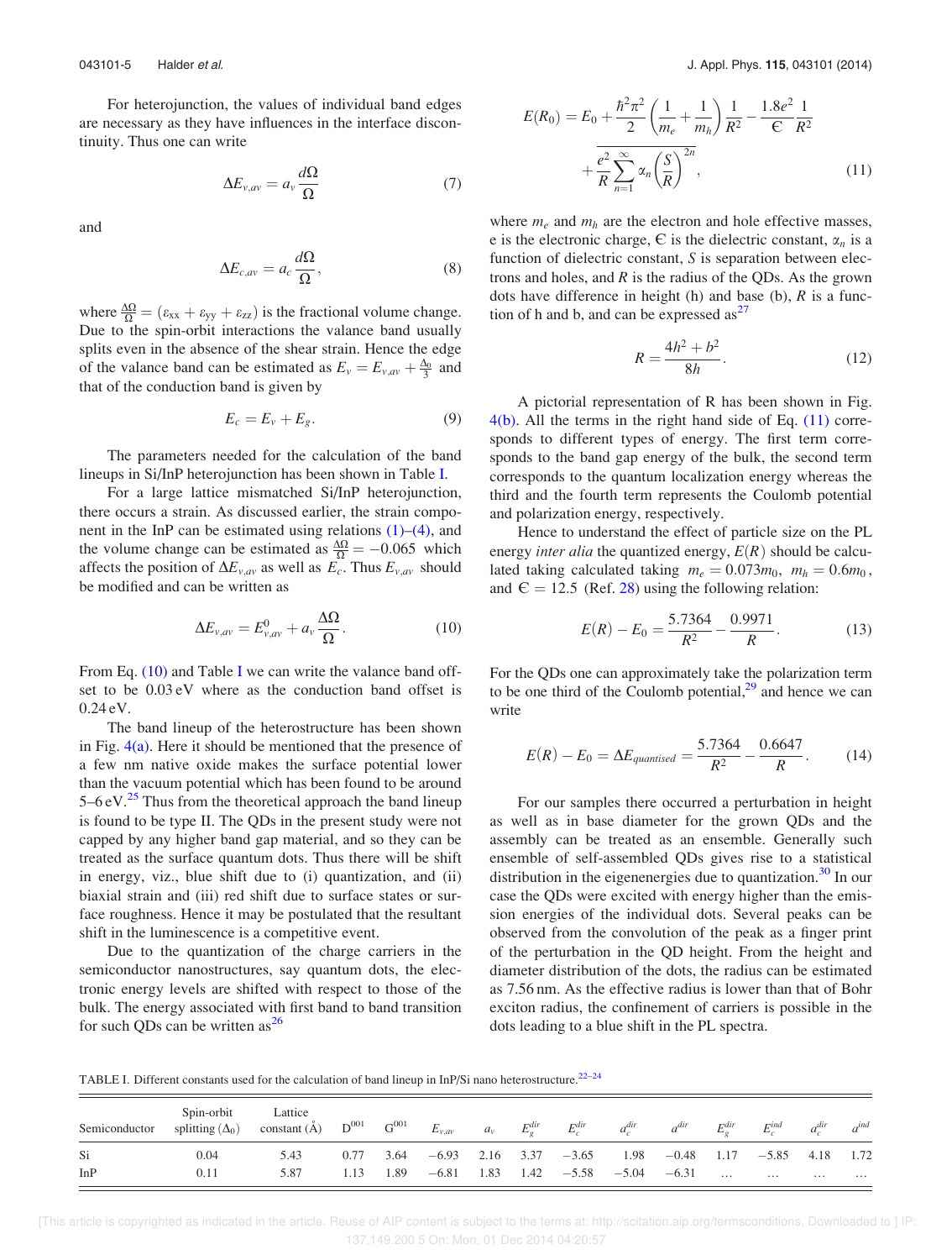For heterojunction, the values of individual band edges are necessary as they have influences in the interface discontinuity. Thus one can write

$$\Delta E_{v,av} = a_v \frac{d\Omega}{\Omega} \tag{7}$$

and

$$\Delta E_{c,av} = a_c \frac{d\Omega}{\Omega}, \tag{8}$$

where $\frac{\Delta\Omega}{\Omega} = (\varepsilon_{xx} + \varepsilon_{yy} + \varepsilon_{zz})$ is the fractional volume change. Due to the spin-orbit interactions the valance band usually splits even in the absence of the shear strain. Hence the edge of the valance band can be estimated as $E_v = E_{v,av} + \frac{\Delta_0}{3}$ and that of the conduction band is given by

$$E_c = E_v + E_g. \tag{9}$$

The parameters needed for the calculation of the band lineups in Si/InP heterojunction has been shown in Table I.

For a large lattice mismatched Si/InP heterojunction, there occurs a strain. As discussed earlier, the strain component in the InP can be estimated using relations (1)–(4), and the volume change can be estimated as $\frac{\Delta\Omega}{\Omega} = -0.065$ which affects the position of $\Delta E_{v,av}$ as well as $E_c$. Thus $E_{v,av}$ should be modified and can be written as

$$\Delta E_{v,av} = E^0_{v,av} + a_v \frac{\Delta\Omega}{\Omega}. \tag{10}$$

From Eq. (10) and Table I we can write the valance band offset to be 0.03 eV where as the conduction band offset is 0.24 eV.

The band lineup of the heterostructure has been shown in Fig. 4(a). Here it should be mentioned that the presence of a few nm native oxide makes the surface potential lower than the vacuum potential which has been found to be around 5–6 eV.[25] Thus from the theoretical approach the band lineup is found to be type II. The QDs in the present study were not capped by any higher band gap material, and so they can be treated as the surface quantum dots. Thus there will be shift in energy, viz., blue shift due to (i) quantization, and (ii) biaxial strain and (iii) red shift due to surface states or surface roughness. Hence it may be postulated that the resultant shift in the luminescence is a competitive event.

Due to the quantization of the charge carriers in the semiconductor nanostructures, say quantum dots, the electronic energy levels are shifted with respect to those of the bulk. The energy associated with first band to band transition for such QDs can be written as[26]

$$E(R_0) = E_0 + \frac{\hbar^2\pi^2}{2}\left(\frac{1}{m_e} + \frac{1}{m_h}\right)\frac{1}{R^2} - \frac{1.8e^2}{\epsilon}\frac{1}{R^2} + \overline{\frac{e^2}{R}\sum_{n=1}^{\infty}\alpha_n\left(\frac{S}{R}\right)^{2n}}, \tag{11}$$

where $m_e$ and $m_h$ are the electron and hole effective masses, e is the electronic charge, $\epsilon$ is the dielectric constant, $\alpha_n$ is a function of dielectric constant, $S$ is separation between electrons and holes, and $R$ is the radius of the QDs. As the grown dots have difference in height (h) and base (b), $R$ is a function of h and b, and can be expressed as[27]

$$R = \frac{4h^2 + b^2}{8h}. \tag{12}$$

A pictorial representation of R has been shown in Fig. 4(b). All the terms in the right hand side of Eq. (11) corresponds to different types of energy. The first term corresponds to the band gap energy of the bulk, the second term corresponds to the quantum localization energy whereas the third and the fourth term represents the Coulomb potential and polarization energy, respectively.

Hence to understand the effect of particle size on the PL energy *inter alia* the quantized energy, $E(R)$ should be calculated taking $m_e = 0.073m_0$, $m_h = 0.6m_0$, and $\epsilon = 12.5$ (Ref. 28) using the following relation:

$$E(R) - E_0 = \frac{5.7364}{R^2} - \frac{0.9971}{R}. \tag{13}$$

For the QDs one can approximately take the polarization term to be one third of the Coulomb potential,[29] and hence we can write

$$E(R) - E_0 = \Delta E_{quantised} = \frac{5.7364}{R^2} - \frac{0.6647}{R}. \tag{14}$$

For our samples there occurred a perturbation in height as well as in base diameter for the grown QDs and the assembly can be treated as an ensemble. Generally such ensemble of self-assembled QDs gives rise to a statistical distribution in the eigenenergies due to quantization.[30] In our case the QDs were excited with energy higher than the emission energies of the individual dots. Several peaks can be observed from the convolution of the peak as a finger print of the perturbation in the QD height. From the height and diameter distribution of the dots, the radius can be estimated as 7.56 nm. As the effective radius is lower than that of Bohr exciton radius, the confinement of carriers is possible in the dots leading to a blue shift in the PL spectra.

TABLE I. Different constants used for the calculation of band lineup in InP/Si nano heterostructure.[22–24]

| Semiconductor | Spin-orbit splitting ($\Delta_0$) | Lattice constant (Å) | $D^{001}$ | $G^{001}$ | $E_{v,av}$ | $a_v$ | $E_g^{dir}$ | $E_c^{dir}$ | $a_c^{dir}$ | $a^{dir}$ | $E_g^{dir}$ | $E_c^{ind}$ | $a_c^{dir}$ | $a^{ind}$ |
|---|---|---|---|---|---|---|---|---|---|---|---|---|---|---|
| Si | 0.04 | 5.43 | 0.77 | 3.64 | −6.93 | 2.16 | 3.37 | −3.65 | 1.98 | −0.48 | 1.17 | −5.85 | 4.18 | 1.72 |
| InP | 0.11 | 5.87 | 1.13 | 1.89 | −6.81 | 1.83 | 1.42 | −5.58 | −5.04 | −6.31 | … | … | … | … |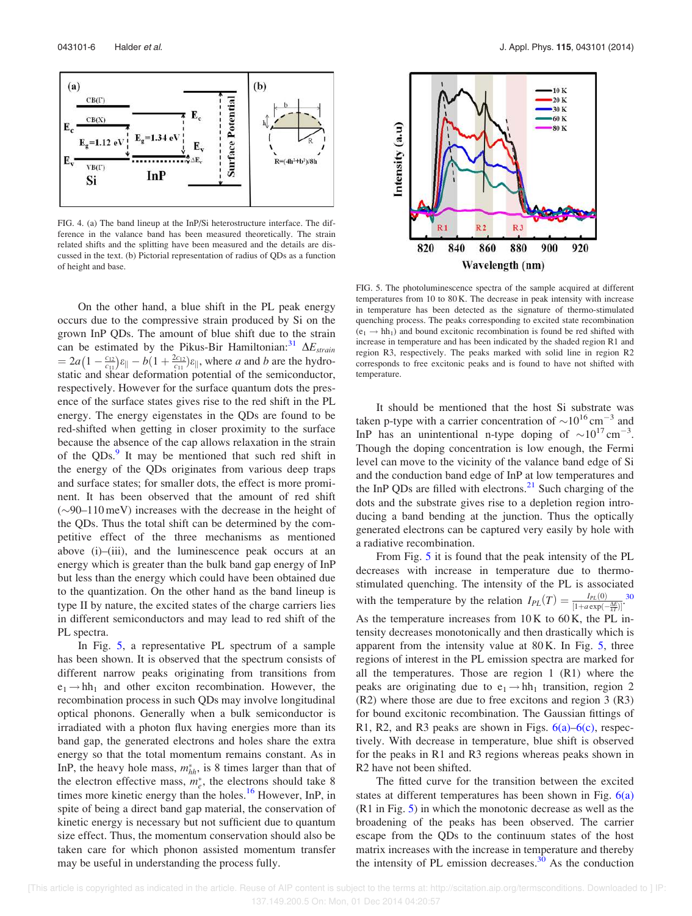FIG. 4. (a) The band lineup at the InP/Si heterostructure interface. The difference in the valance band has been measured theoretically. The strain related shifts and the splitting have been measured and the details are discussed in the text. (b) Pictorial representation of radius of QDs as a function of height and base.

FIG. 5. The photoluminescence spectra of the sample acquired at different temperatures from 10 to 80 K. The decrease in peak intensity with increase in temperature has been detected as the signature of thermo-stimulated quenching process. The peaks corresponding to excited state recombination ($e_1 \rightarrow hh_1$) and bound excitonic recombination is found be red shifted with increase in temperature and has been indicated by the shaded region R1 and region R3, respectively. The peaks marked with solid line in region R2 corresponds to free excitonic peaks and is found to have not shifted with temperature.

On the other hand, a blue shift in the PL peak energy occurs due to the compressive strain produced by Si on the grown InP QDs. The amount of blue shift due to the strain can be estimated by the Pikus-Bir Hamiltonian:[31] $\Delta E_{strain} = 2a\left(1 - \frac{c_{12}}{c_{11}}\right)\varepsilon_{\|} - b\left(1 + \frac{2c_{12}}{c_{11}}\right)\varepsilon_{\|}$, where $a$ and $b$ are the hydrostatic and shear deformation potential of the semiconductor, respectively. However for the surface quantum dots the presence of the surface states gives rise to the red shift in the PL energy. The energy eigenstates in the QDs are found to be red-shifted when getting in closer proximity to the surface because the absence of the cap allows relaxation in the strain of the QDs.[9] It may be mentioned that such red shift in the energy of the QDs originates from various deep traps and surface states; for smaller dots, the effect is more prominent. It has been observed that the amount of red shift (~90–110 meV) increases with the decrease in the height of the QDs. Thus the total shift can be determined by the competitive effect of the three mechanisms as mentioned above (i)–(iii), and the luminescence peak occurs at an energy which is greater than the bulk band gap energy of InP but less than the energy which could have been obtained due to the quantization. On the other hand as the band lineup is type II by nature, the excited states of the charge carriers lies in different semiconductors and may lead to red shift of the PL spectra.

In Fig. 5, a representative PL spectrum of a sample has been shown. It is observed that the spectrum consists of different narrow peaks originating from transitions from $e_1 \rightarrow hh_1$ and other exciton recombination. However, the recombination process in such QDs may involve longitudinal optical phonons. Generally when a bulk semiconductor is irradiated with a photon flux having energies more than its band gap, the generated electrons and holes share the extra energy so that the total momentum remains constant. As in InP, the heavy hole mass, $m^*_{hh}$, is 8 times larger than that of the electron effective mass, $m^*_e$, the electrons should take 8 times more kinetic energy than the holes.[16] However, InP, in spite of being a direct band gap material, the conservation of kinetic energy is necessary but not sufficient due to quantum size effect. Thus, the momentum conservation should also be taken care for which phonon assisted momentum transfer may be useful in understanding the process fully.

It should be mentioned that the host Si substrate was taken p-type with a carrier concentration of $\sim 10^{16}\,\text{cm}^{-3}$ and InP has an unintentional n-type doping of $\sim 10^{17}\,\text{cm}^{-3}$. Though the doping concentration is low enough, the Fermi level can move to the vicinity of the valance band edge of Si and the conduction band edge of InP at low temperatures and the InP QDs are filled with electrons.[21] Such charging of the dots and the substrate gives rise to a depletion region introducing a band bending at the junction. Thus the optically generated electrons can be captured very easily by hole with a radiative recombination.

From Fig. 5 it is found that the peak intensity of the PL decreases with increase in temperature due to thermo-stimulated quenching. The intensity of the PL is associated with the temperature by the relation $I_{PL}(T) = \frac{I_{PL}(0)}{[1+a\exp(-\frac{\Delta E}{kT})]}$.[30] As the temperature increases from 10 K to 60 K, the PL intensity decreases monotonically and then drastically which is apparent from the intensity value at 80 K. In Fig. 5, three regions of interest in the PL emission spectra are marked for all the temperatures. Those are region 1 (R1) where the peaks are originating due to $e_1 \rightarrow hh_1$ transition, region 2 (R2) where those are due to free excitons and region 3 (R3) for bound excitonic recombination. The Gaussian fittings of R1, R2, and R3 peaks are shown in Figs. 6(a)–6(c), respectively. With decrease in temperature, blue shift is observed for the peaks in R1 and R3 regions whereas peaks shown in R2 have not been shifted.

The fitted curve for the transition between the excited states at different temperatures has been shown in Fig. 6(a) (R1 in Fig. 5) in which the monotonic decrease as well as the broadening of the peaks has been observed. The carrier escape from the QDs to the continuum states of the host matrix increases with the increase in temperature and thereby the intensity of PL emission decreases.[30] As the conduction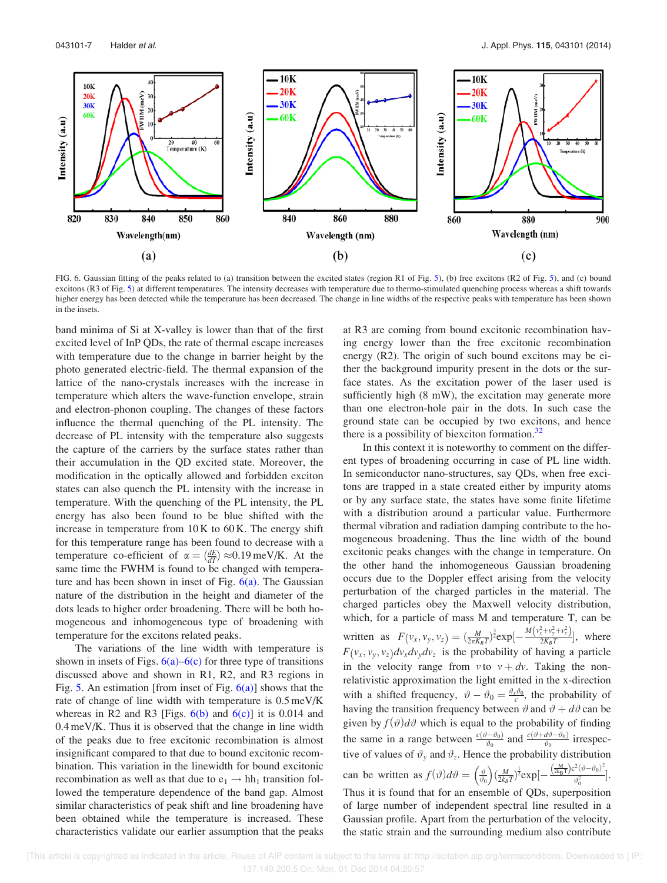FIG. 6. Gaussian fitting of the peaks related to (a) transition between the excited states (region R1 of Fig. 5), (b) free excitons (R2 of Fig. 5), and (c) bound excitons (R3 of Fig. 5) at different temperatures. The intensity decreases with temperature due to thermo-stimulated quenching process whereas a shift towards higher energy has been detected while the temperature has been decreased. The change in line widths of the respective peaks with temperature has been shown in the insets.

band minima of Si at X-valley is lower than that of the first excited level of InP QDs, the rate of thermal escape increases with temperature due to the change in barrier height by the photo generated electric-field. The thermal expansion of the lattice of the nano-crystals increases with the increase in temperature which alters the wave-function envelope, strain and electron-phonon coupling. The changes of these factors influence the thermal quenching of the PL intensity. The decrease of PL intensity with the temperature also suggests the capture of the carriers by the surface states rather than their accumulation in the QD excited state. Moreover, the modification in the optically allowed and forbidden exciton states can also quench the PL intensity with the increase in temperature. With the quenching of the PL intensity, the PL energy has also been blue shifted with the increase in temperature from 10 K to 60 K. The energy shift for this temperature range has been found to decrease with a temperature co-efficient of $\alpha = \left(\frac{dE}{dT}\right) \approx 0.19$ meV/K. At the same time the FWHM is found to be changed with temperature and has been shown in inset of Fig. 6(a). The Gaussian nature of the distribution in the height and diameter of the dots leads to higher order broadening. There will be both homogeneous and inhomogeneous type of broadening with temperature for the excitons related peaks.

The variations of the line width with temperature is shown in insets of Figs. 6(a)–6(c) for three type of transitions discussed above and shown in R1, R2, and R3 regions in Fig. 5. An estimation [from inset of Fig. 6(a)] shows that the rate of change of line width with temperature is 0.5 meV/K whereas in R2 and R3 [Figs. 6(b) and 6(c)] it is 0.014 and 0.4 meV/K. Thus it is observed that the change in line width of the peaks due to free excitonic recombination is almost insignificant compared to that due to bound excitonic recombination. This variation in the linewidth for bound excitonic recombination as well as that due to $e_1 \rightarrow hh_1$ transition followed the temperature dependence of the band gap. Almost similar characteristics of peak shift and line broadening have been obtained while the temperature is increased. These characteristics validate our earlier assumption that the peaks at R3 are coming from bound excitonic recombination having energy lower than the free excitonic recombination energy (R2). The origin of such bound excitons may be either the background impurity present in the dots or the surface states. As the excitation power of the laser used is sufficiently high (8 mW), the excitation may generate more than one electron-hole pair in the dots. In such case the ground state can be occupied by two excitons, and hence there is a possibility of biexciton formation.[32]

In this context it is noteworthy to comment on the different types of broadening occurring in case of PL line width. In semiconductor nano-structures, say QDs, when free excitons are trapped in a state created either by impurity atoms or by any surface state, the states have some finite lifetime with a distribution around a particular value. Furthermore thermal vibration and radiation damping contribute to the homogeneous broadening. Thus the line width of the bound excitonic peaks changes with the change in temperature. On the other hand the inhomogeneous Gaussian broadening occurs due to the Doppler effect arising from the velocity perturbation of the charged particles in the material. The charged particles obey the Maxwell velocity distribution, which, for a particle of mass M and temperature T, can be written as $F(v_x, v_y, v_z) = \left(\frac{M}{2\pi K_B T}\right)^{\frac{3}{2}} \exp\left[-\frac{M\left(v_x^2+v_y^2+v_z^2\right)}{2K_B T}\right]$, where $F(v_x, v_y, v_z)dv_x dv_y dv_z$ is the probability of having a particle in the velocity range from $v$ to $v + dv$. Taking the non-relativistic approximation the light emitted in the x-direction with a shifted frequency, $\vartheta - \vartheta_0 = \frac{\vartheta_x \vartheta_0}{c}$, the probability of having the transition frequency between $\vartheta$ and $\vartheta + d\vartheta$ can be given by $f(\vartheta)d\vartheta$ which is equal to the probability of finding the same in a range between $\frac{c(\vartheta-\vartheta_0)}{\vartheta_0}$ and $\frac{c(\vartheta+d\vartheta-\vartheta_0)}{\vartheta_0}$ irrespective of values of $\vartheta_y$ and $\vartheta_z$. Hence the probability distribution can be written as $f(\vartheta)d\vartheta = \left(\frac{\vartheta}{\vartheta_0}\right)\left(\frac{M}{2k_B T}\right)^{\frac{1}{2}} \exp\left[-\frac{\left(\frac{M}{2k_B T}\right)c^2(\vartheta-\vartheta_0)^2}{\vartheta_0^2}\right]$. Thus it is found that for an ensemble of QDs, superposition of large number of independent spectral line resulted in a Gaussian profile. Apart from the perturbation of the velocity, the static strain and the surrounding medium also contribute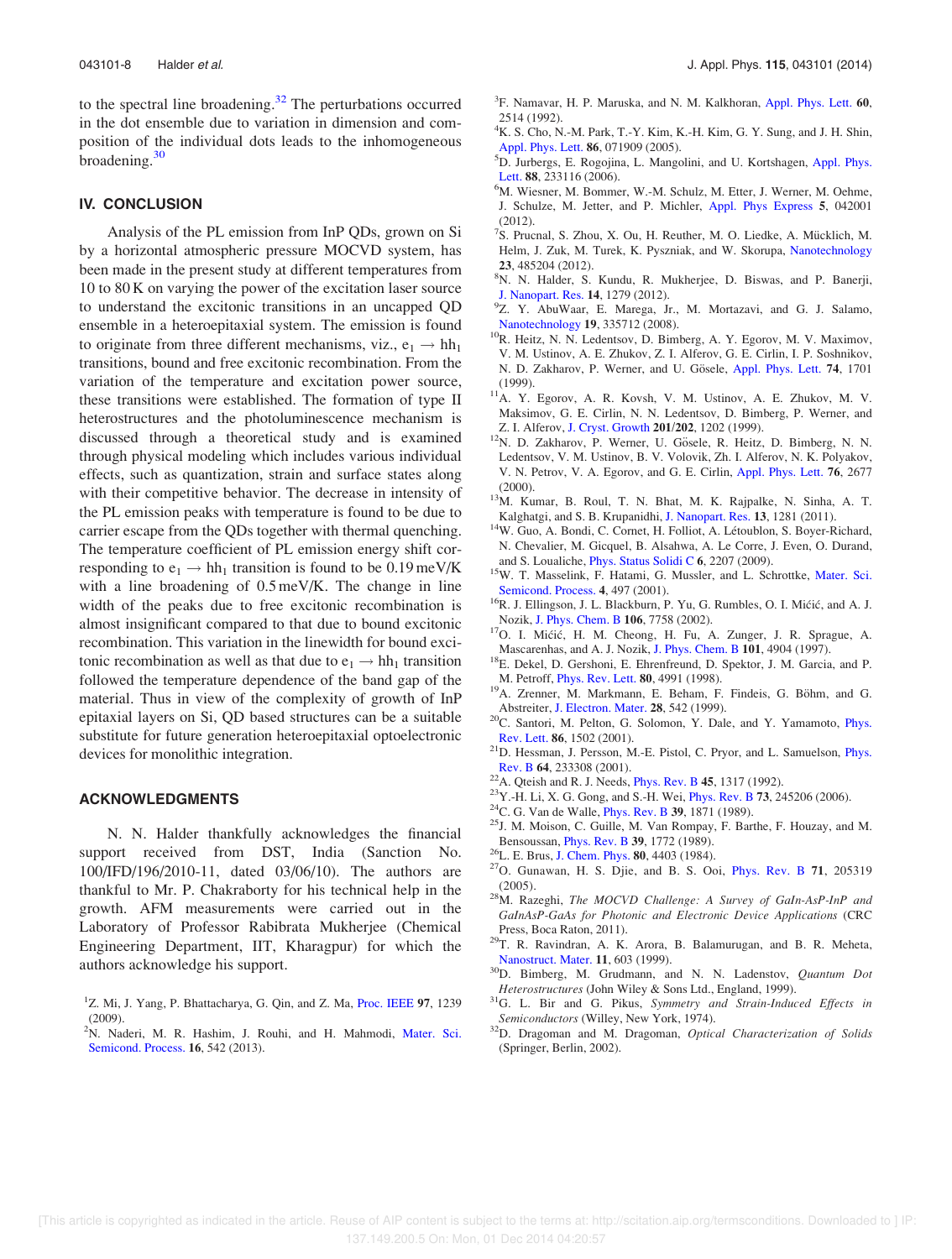to the spectral line broadening.[32] The perturbations occurred in the dot ensemble due to variation in dimension and composition of the individual dots leads to the inhomogeneous broadening.[30]

## IV. CONCLUSION

Analysis of the PL emission from InP QDs, grown on Si by a horizontal atmospheric pressure MOCVD system, has been made in the present study at different temperatures from 10 to 80 K on varying the power of the excitation laser source to understand the excitonic transitions in an uncapped QD ensemble in a heteroepitaxial system. The emission is found to originate from three different mechanisms, viz., $e_1 \rightarrow hh_1$ transitions, bound and free excitonic recombination. From the variation of the temperature and excitation power source, these transitions were established. The formation of type II heterostructures and the photoluminescence mechanism is discussed through a theoretical study and is examined through physical modeling which includes various individual effects, such as quantization, strain and surface states along with their competitive behavior. The decrease in intensity of the PL emission peaks with temperature is found to be due to carrier escape from the QDs together with thermal quenching. The temperature coefficient of PL emission energy shift corresponding to $e_1 \rightarrow hh_1$ transition is found to be 0.19 meV/K with a line broadening of 0.5 meV/K. The change in line width of the peaks due to free excitonic recombination is almost insignificant compared to that due to bound excitonic recombination. This variation in the linewidth for bound excitonic recombination as well as that due to $e_1 \rightarrow hh_1$ transition followed the temperature dependence of the band gap of the material. Thus in view of the complexity of growth of InP epitaxial layers on Si, QD based structures can be a suitable substitute for future generation heteroepitaxial optoelectronic devices for monolithic integration.

## ACKNOWLEDGMENTS

N. N. Halder thankfully acknowledges the financial support received from DST, India (Sanction No. 100/IFD/196/2010-11, dated 03/06/10). The authors are thankful to Mr. P. Chakraborty for his technical help in the growth. AFM measurements were carried out in the Laboratory of Professor Rabibrata Mukherjee (Chemical Engineering Department, IIT, Kharagpur) for which the authors acknowledge his support.

[1] Z. Mi, J. Yang, P. Bhattacharya, G. Qin, and Z. Ma, Proc. IEEE **97**, 1239 (2009).
[2] N. Naderi, M. R. Hashim, J. Rouhi, and H. Mahmodi, Mater. Sci. Semicond. Process. **16**, 542 (2013).
[3] F. Namavar, H. P. Maruska, and N. M. Kalkhoran, Appl. Phys. Lett. **60**, 2514 (1992).
[4] K. S. Cho, N.-M. Park, T.-Y. Kim, K.-H. Kim, G. Y. Sung, and J. H. Shin, Appl. Phys. Lett. **86**, 071909 (2005).
[5] D. Jurbergs, E. Rogojina, L. Mangolini, and U. Kortshagen, Appl. Phys. Lett. **88**, 233116 (2006).
[6] M. Wiesner, M. Bommer, W.-M. Schulz, M. Etter, J. Werner, M. Oehme, J. Schulze, M. Jetter, and P. Michler, Appl. Phys Express **5**, 042001 (2012).
[7] S. Prucnal, S. Zhou, X. Ou, H. Reuther, M. O. Liedke, A. Mücklich, M. Helm, J. Zuk, M. Turek, K. Pyszniak, and W. Skorupa, Nanotechnology **23**, 485204 (2012).
[8] N. N. Halder, S. Kundu, R. Mukherjee, D. Biswas, and P. Banerji, J. Nanopart. Res. **14**, 1279 (2012).
[9] Z. Y. AbuWaar, E. Marega, Jr., M. Mortazavi, and G. J. Salamo, Nanotechnology **19**, 335712 (2008).
[10] R. Heitz, N. N. Ledentsov, D. Bimberg, A. Y. Egorov, M. V. Maximov, V. M. Ustinov, A. E. Zhukov, Z. I. Alferov, G. E. Cirlin, I. P. Soshnikov, N. D. Zakharov, P. Werner, and U. Gösele, Appl. Phys. Lett. **74**, 1701 (1999).
[11] A. Y. Egorov, A. R. Kovsh, V. M. Ustinov, A. E. Zhukov, M. V. Maksimov, G. E. Cirlin, N. N. Ledentsov, D. Bimberg, P. Werner, and Z. I. Alferov, J. Cryst. Growth **201/202**, 1202 (1999).
[12] N. D. Zakharov, P. Werner, U. Gösele, R. Heitz, D. Bimberg, N. N. Ledentsov, V. M. Ustinov, B. V. Volovik, Zh. I. Alferov, N. K. Polyakov, V. N. Petrov, V. A. Egorov, and G. E. Cirlin, Appl. Phys. Lett. **76**, 2677 (2000).
[13] M. Kumar, B. Roul, T. N. Bhat, M. K. Rajpalke, N. Sinha, A. T. Kalghatgi, and S. B. Krupanidhi, J. Nanopart. Res. **13**, 1281 (2011).
[14] W. Guo, A. Bondi, C. Cornet, H. Folliot, A. Létoublon, S. Boyer-Richard, N. Chevalier, M. Gicquel, B. Alsahwa, A. Le Corre, J. Even, O. Durand, and S. Loualiche, Phys. Status Solidi C **6**, 2207 (2009).
[15] W. T. Masselink, F. Hatami, G. Mussler, and L. Schrottke, Mater. Sci. Semicond. Process. **4**, 497 (2001).
[16] R. J. Ellingson, J. L. Blackburn, P. Yu, G. Rumbles, O. I. Mićić, and A. J. Nozik, J. Phys. Chem. B **106**, 7758 (2002).
[17] O. I. Mićić, H. M. Cheong, H. Fu, A. Zunger, J. R. Sprague, A. Mascarenhas, and A. J. Nozik, J. Phys. Chem. B **101**, 4904 (1997).
[18] E. Dekel, D. Gershoni, E. Ehrenfreund, D. Spektor, J. M. Garcia, and P. M. Petroff, Phys. Rev. Lett. **80**, 4991 (1998).
[19] A. Zrenner, M. Markmann, E. Beham, F. Findeis, G. Böhm, and G. Abstreiter, J. Electron. Mater. **28**, 542 (1999).
[20] C. Santori, M. Pelton, G. Solomon, Y. Dale, and Y. Yamamoto, Phys. Rev. Lett. **86**, 1502 (2001).
[21] D. Hessman, J. Persson, M.-E. Pistol, C. Pryor, and L. Samuelson, Phys. Rev. B **64**, 233308 (2001).
[22] A. Qteish and R. J. Needs, Phys. Rev. B **45**, 1317 (1992).
[23] Y.-H. Li, X. G. Gong, and S.-H. Wei, Phys. Rev. B **73**, 245206 (2006).
[24] C. G. Van de Walle, Phys. Rev. B **39**, 1871 (1989).
[25] J. M. Moison, C. Guille, M. Van Rompay, F. Barthe, F. Houzay, and M. Bensoussan, Phys. Rev. B **39**, 1772 (1989).
[26] L. E. Brus, J. Chem. Phys. **80**, 4403 (1984).
[27] O. Gunawan, H. S. Djie, and B. S. Ooi, Phys. Rev. B **71**, 205319 (2005).
[28] M. Razeghi, *The MOCVD Challenge: A Survey of GaIn-AsP-InP and GaInAsP-GaAs for Photonic and Electronic Device Applications* (CRC Press, Boca Raton, 2011).
[29] T. R. Ravindran, A. K. Arora, B. Balamurugan, and B. R. Meheta, Nanostruct. Mater. **11**, 603 (1999).
[30] D. Bimberg, M. Grudmann, and N. N. Ladenstov, *Quantum Dot Heterostructures* (John Wiley & Sons Ltd., England, 1999).
[31] G. L. Bir and G. Pikus, *Symmetry and Strain-Induced Effects in Semiconductors* (Willey, New York, 1974).
[32] D. Dragoman and M. Dragoman, *Optical Characterization of Solids* (Springer, Berlin, 2002).